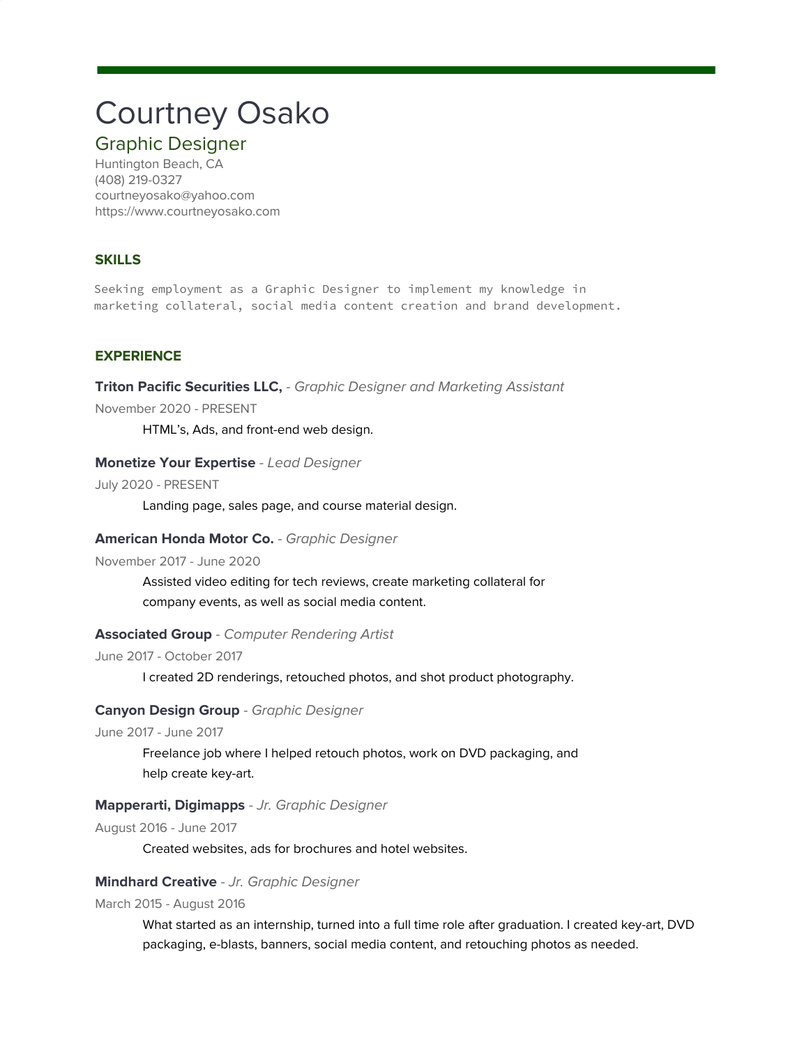# Courtney Osako

## Graphic Designer

Huntington Beach, CA
(408) 219-0327
courtneyosako@yahoo.com
https://www.courtneyosako.com

### SKILLS

Seeking employment as a Graphic Designer to implement my knowledge in marketing collateral, social media content creation and brand development.

### EXPERIENCE

**Triton Pacific Securities LLC,** - *Graphic Designer and Marketing Assistant*
November 2020 - PRESENT

HTML's, Ads, and front-end web design.

**Monetize Your Expertise** - *Lead Designer*
July 2020 - PRESENT

Landing page, sales page, and course material design.

**American Honda Motor Co.** - *Graphic Designer*
November 2017 - June 2020

Assisted video editing for tech reviews, create marketing collateral for company events, as well as social media content.

**Associated Group** - *Computer Rendering Artist*
June 2017 - October 2017

I created 2D renderings, retouched photos, and shot product photography.

**Canyon Design Group** - *Graphic Designer*
June 2017 - June 2017

Freelance job where I helped retouch photos, work on DVD packaging, and help create key-art.

**Mapperarti, Digimapps** - *Jr. Graphic Designer*
August 2016 - June 2017

Created websites, ads for brochures and hotel websites.

**Mindhard Creative** - *Jr. Graphic Designer*
March 2015 - August 2016

What started as an internship, turned into a full time role after graduation. I created key-art, DVD packaging, e-blasts, banners, social media content, and retouching photos as needed.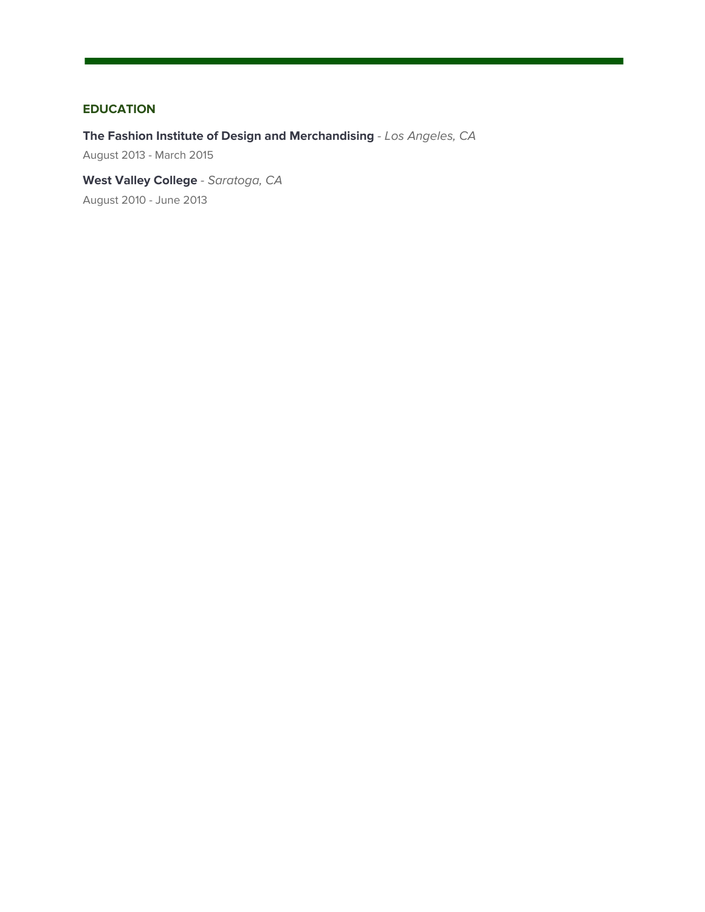## EDUCATION

**The Fashion Institute of Design and Merchandising** - *Los Angeles, CA*

August 2013 - March 2015

**West Valley College** - *Saratoga, CA*

August 2010 - June 2013